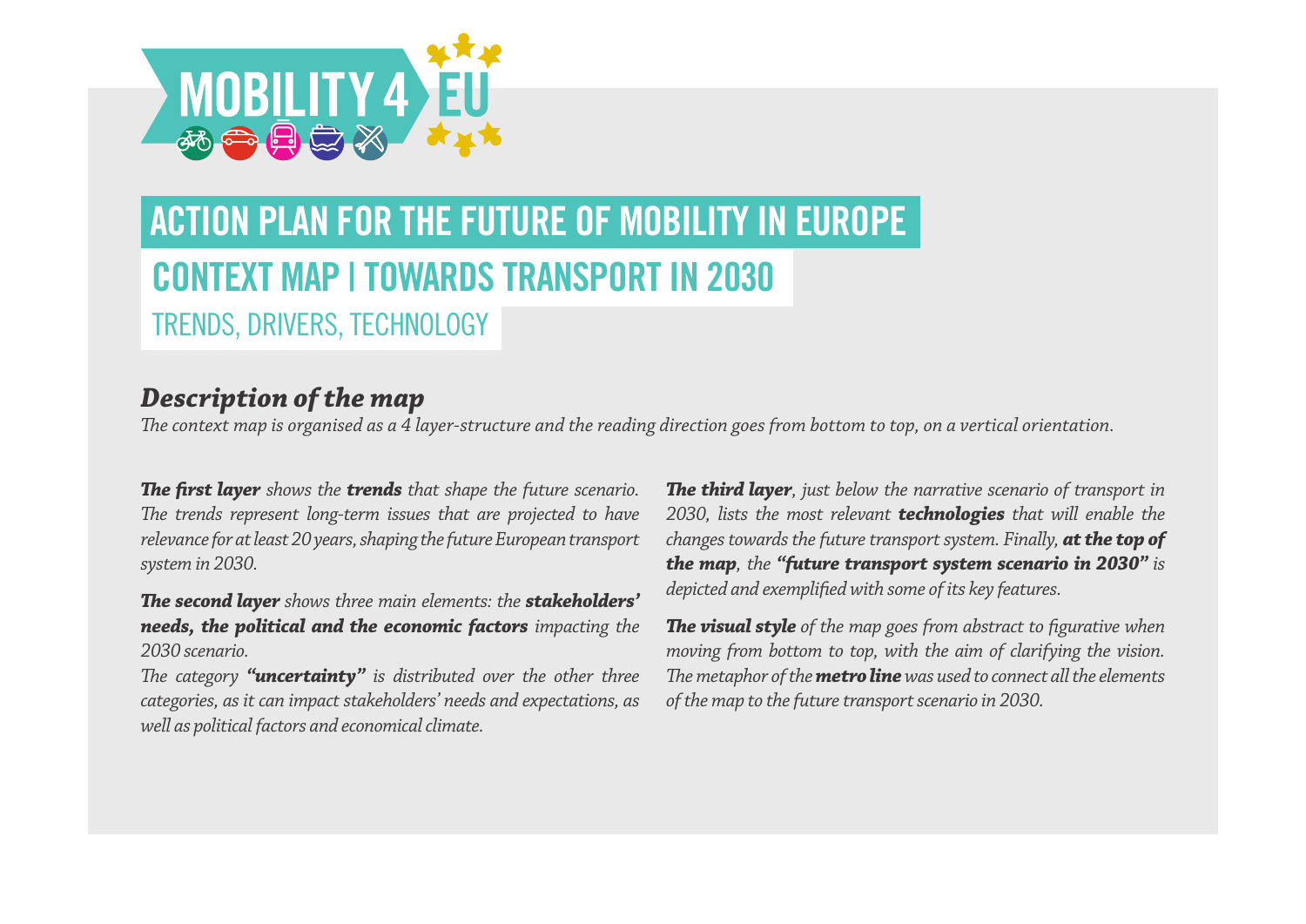MOBILITY 4 EU

# ACTION PLAN FOR THE FUTURE OF MOBILITY IN EUROPE

## CONTEXT MAP | TOWARDS TRANSPORT IN 2030

### TRENDS, DRIVERS, TECHNOLOGY

### *Description of the map*

*The context map is organised as a 4 layer-structure and the reading direction goes from bottom to top, on a vertical orientation.*

***The first layer*** *shows the* ***trends*** *that shape the future scenario. The trends represent long-term issues that are projected to have relevance for at least 20 years, shaping the future European transport system in 2030.*

***The second layer*** *shows three main elements: the* ***stakeholders' needs, the political and the economic factors*** *impacting the 2030 scenario.*

*The category* ***"uncertainty"*** *is distributed over the other three categories, as it can impact stakeholders' needs and expectations, as well as political factors and economical climate.*

***The third layer****, just below the narrative scenario of transport in 2030, lists the most relevant* ***technologies*** *that will enable the changes towards the future transport system. Finally,* ***at the top of the map****, the* ***"future transport system scenario in 2030"*** *is depicted and exemplified with some of its key features.*

***The visual style*** *of the map goes from abstract to figurative when moving from bottom to top, with the aim of clarifying the vision. The metaphor of the* ***metro line*** *was used to connect all the elements of the map to the future transport scenario in 2030.*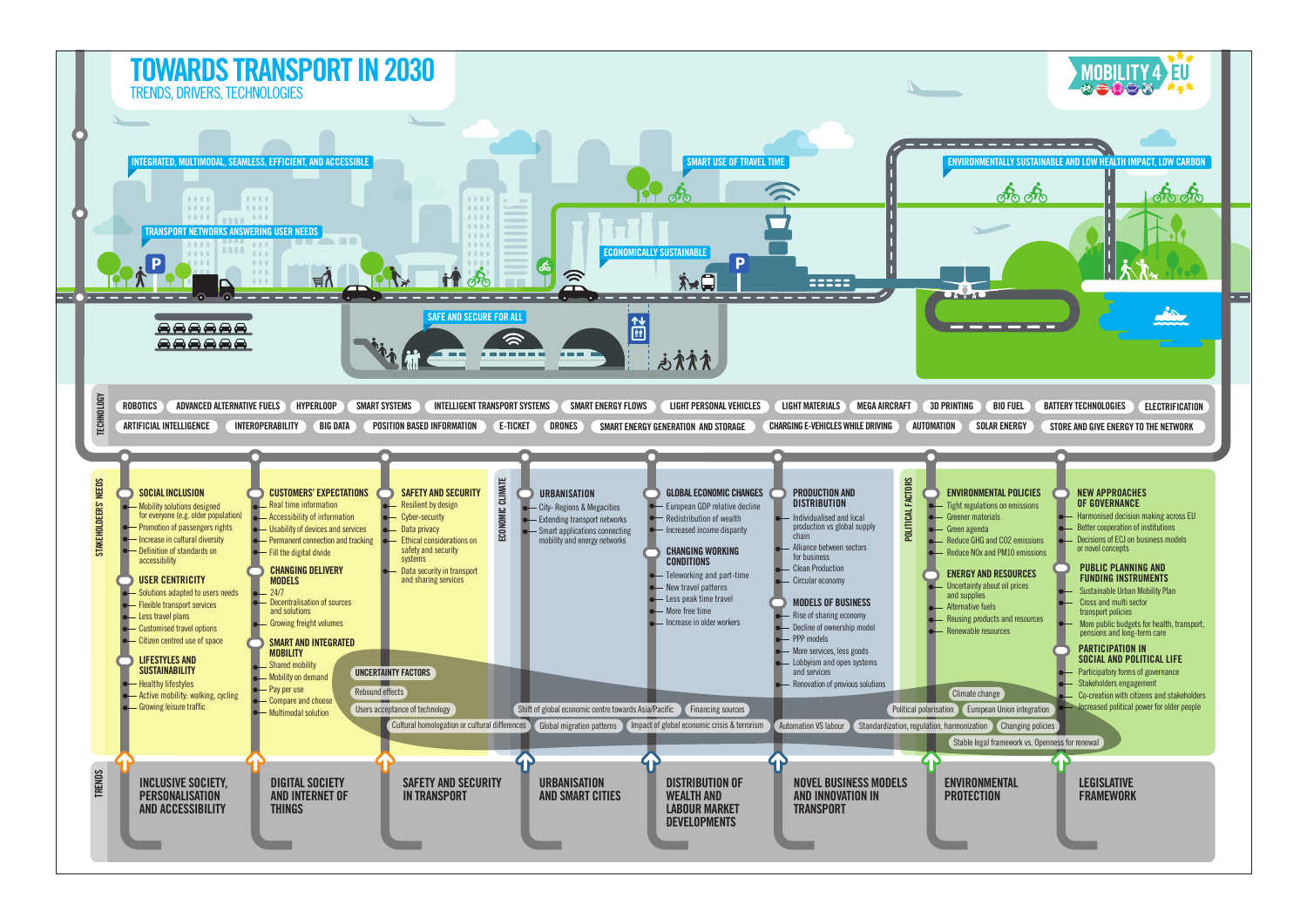# TOWARDS TRANSPORT IN 2030

## TRENDS, DRIVERS, TECHNOLOGIES

MOBILITY 4 EU

- INTEGRATED, MULTIMODAL, SEAMLESS, EFFICIENT, AND ACCESSIBLE
- TRANSPORT NETWORKS ANSWERING USER NEEDS
- SMART USE OF TRAVEL TIME
- ECONOMICALLY SUSTAINABLE
- ENVIRONMENTALLY SUSTAINABLE AND LOW HEALTH IMPACT, LOW CARBON
- SAFE AND SECURE FOR ALL

## TECHNOLOGY

ROBOTICS · ADVANCED ALTERNATIVE FUELS · HYPERLOOP · SMART SYSTEMS · INTELLIGENT TRANSPORT SYSTEMS · SMART ENERGY FLOWS · LIGHT PERSONAL VEHICLES · LIGHT MATERIALS · MEGA AIRCRAFT · 3D PRINTING · BIO FUEL · BATTERY TECHNOLOGIES · ELECTRIFICATION

ARTIFICIAL INTELLIGENCE · INTEROPERABILITY · BIG DATA · POSITION BASED INFORMATION · E-TICKET · DRONES · SMART ENERGY GENERATION AND STORAGE · CHARGING E-VEHICLES WHILE DRIVING · AUTOMATION · SOLAR ENERGY · STORE AND GIVE ENERGY TO THE NETWORK

## STAKEHOLDERS' NEEDS

### SOCIAL INCLUSION
- Mobility solutions designed for everyone (e.g. older population)
- Promotion of passengers rights
- Increase in cultural diversity
- Definition of standards on accessibility

### USER CENTRICITY
- Solutions adapted to users needs
- Flexible transport services
- Less travel plans
- Customised travel options
- Citizen centred use of space

### LIFESTYLES AND SUSTAINABILITY
- Healthy lifestyles
- Active mobility: walking, cycling
- Growing leisure traffic

### CUSTOMERS' EXPECTATIONS
- Real time information
- Accessibility of information
- Usability of devices and services
- Permanent connection and tracking
- Fill the digital divide

### CHANGING DELIVERY MODELS
- 24/7
- Decentralisation of sources and solutions
- Growing freight volumes

### SMART AND INTEGRATED MOBILITY
- Shared mobility
- Mobility on demand
- Pay per use
- Compare and choose
- Multimodal solution

### SAFETY AND SECURITY
- Resilient by design
- Cyber-security
- Data privacy
- Ethical considerations on safety and security systems
- Data security in transport and sharing services

## ECONOMIC CLIMATE

### URBANISATION
- City- Regions & Megacities
- Extending transport networks
- Smart applications connecting mobility and energy networks

### GLOBAL ECONOMIC CHANGES
- European GDP relative decline
- Redistribution of wealth
- Increased income disparity

### CHANGING WORKING CONDITIONS
- Teleworking and part-time
- New travel patterns
- Less peak time travel
- More free time
- Increase in older workers

### PRODUCTION AND DISTRIBUTION
- Individualised and local production vs global supply chain
- Alliance between sectors for business
- Clean Production
- Circular economy

### MODELS OF BUSINESS
- Rise of sharing economy
- Decline of ownership model
- PPP models
- More services, less goods
- Lobbyism and open systems and services
- Renovation of previous solutions

## POLITICAL FACTORS

### ENVIRONMENTAL POLICIES
- Tight regulations on emissions
- Greener materials
- Green agenda
- Reduce GHG and CO2 emissions
- Reduce NOx and PM10 emissions

### ENERGY AND RESOURCES
- Uncertainty about oil prices and supplies
- Alternative fuels
- Reusing products and resources
- Renewable resources

### NEW APPROACHES OF GOVERNANCE
- Harmonised decision making across EU
- Better cooperation of institutions
- Decisions of ECJ on business models or novel concepts

### PUBLIC PLANNING AND FUNDING INSTRUMENTS
- Sustainable Urban Mobility Plan
- Cross and multi sector transport policies
- More public budgets for health, transport, pensions and long-term care

### PARTICIPATION IN SOCIAL AND POLITICAL LIFE
- Participatory forms of governance
- Stakeholders engagement
- Co-creation with citizens and stakeholders
- Increased political power for older people

## UNCERTAINTY FACTORS

Rebound effects · Users acceptance of technology · Cultural homologation or cultural differences · Shift of global economic centre towards Asia/Pacific · Financing sources · Global migration patterns · Impact of global economic crisis & terrorism · Automation VS labour · Standardization, regulation, harmonization · Political polarisation · European Union integration · Climate change · Changing policies · Stable legal framework vs. Openness for renewal

## TRENDS

- INCLUSIVE SOCIETY, PERSONALISATION AND ACCESSIBILITY
- DIGITAL SOCIETY AND INTERNET OF THINGS
- SAFETY AND SECURITY IN TRANSPORT
- URBANISATION AND SMART CITIES
- DISTRIBUTION OF WEALTH AND LABOUR MARKET DEVELOPMENTS
- NOVEL BUSINESS MODELS AND INNOVATION IN TRANSPORT
- ENVIRONMENTAL PROTECTION
- LEGISLATIVE FRAMEWORK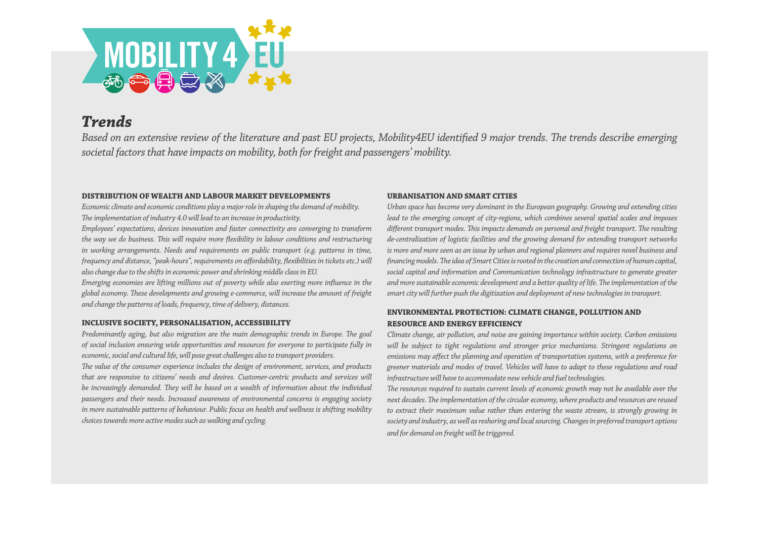# *Trends*

*Based on an extensive review of the literature and past EU projects, Mobility4EU identified 9 major trends. The trends describe emerging societal factors that have impacts on mobility, both for freight and passengers' mobility.*

### DISTRIBUTION OF WEALTH AND LABOUR MARKET DEVELOPMENTS

*Economic climate and economic conditions play a major role in shaping the demand of mobility. The implementation of industry 4.0 will lead to an increase in productivity.*

*Employees' expectations, devices innovation and faster connectivity are converging to transform the way we do business. This will require more flexibility in labour conditions and restructuring in working arrangements. Needs and requirements on public transport (e.g. patterns in time, frequency and distance, "peak-hours", requirements on affordability, flexibilities in tickets etc.) will also change due to the shifts in economic power and shrinking middle class in EU.*

*Emerging economies are lifting millions out of poverty while also exerting more influence in the global economy. These developments and growing e-commerce, will increase the amount of freight and change the patterns of loads, frequency, time of delivery, distances.*

### INCLUSIVE SOCIETY, PERSONALISATION, ACCESSIBILITY

*Predominantly aging, but also migration are the main demographic trends in Europe. The goal of social inclusion ensuring wide opportunities and resources for everyone to participate fully in economic, social and cultural life, will pose great challenges also to transport providers.*

*The value of the consumer experience includes the design of environment, services, and products that are responsive to citizens' needs and desires. Customer-centric products and services will be increasingly demanded. They will be based on a wealth of information about the individual passengers and their needs. Increased awareness of environmental concerns is engaging society in more sustainable patterns of behaviour. Public focus on health and wellness is shifting mobility choices towards more active modes such as walking and cycling.*

### URBANISATION AND SMART CITIES

*Urban space has become very dominant in the European geography. Growing and extending cities lead to the emerging concept of city-regions, which combines several spatial scales and imposes different transport modes. This impacts demands on personal and freight transport. The resulting de-centralization of logistic facilities and the growing demand for extending transport networks is more and more seen as an issue by urban and regional planners and requires novel business and financing models. The idea of Smart Cities is rooted in the creation and connection of human capital, social capital and information and Communication technology infrastructure to generate greater and more sustainable economic development and a better quality of life. The implementation of the smart city will further push the digitization and deployment of new technologies in transport.*

### ENVIRONMENTAL PROTECTION: CLIMATE CHANGE, POLLUTION AND RESOURCE AND ENERGY EFFICIENCY

*Climate change, air pollution, and noise are gaining importance within society. Carbon emissions will be subject to tight regulations and stronger price mechanisms. Stringent regulations on emissions may affect the planning and operation of transportation systems, with a preference for greener materials and modes of travel. Vehicles will have to adapt to these regulations and road infrastructure will have to accommodate new vehicle and fuel technologies.*

*The resources required to sustain current levels of economic growth may not be available over the next decades. The implementation of the circular economy, where products and resources are reused to extract their maximum value rather than entering the waste stream, is strongly growing in society and industry, as well as reshoring and local sourcing. Changes in preferred transport options and for demand on freight will be triggered.*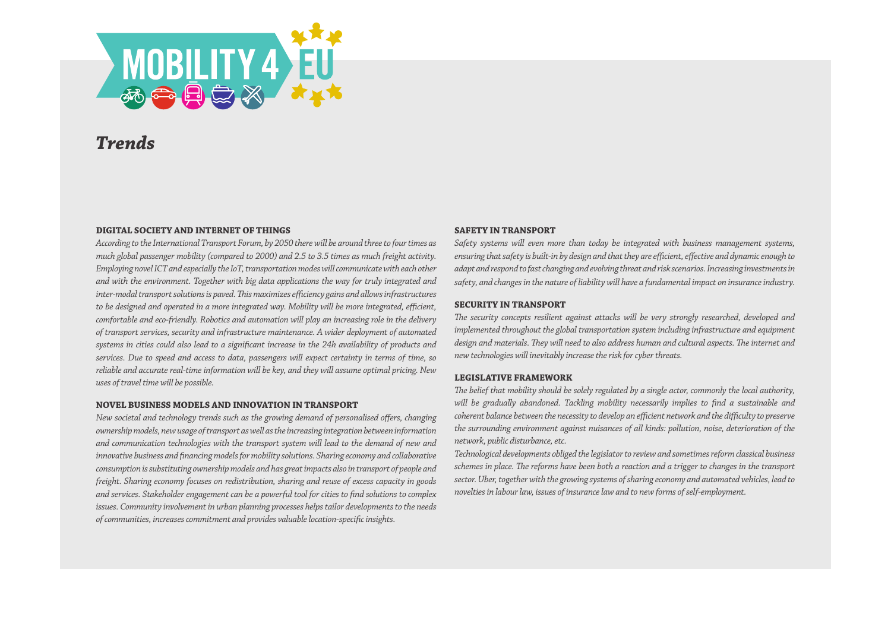# Trends

## DIGITAL SOCIETY AND INTERNET OF THINGS

*According to the International Transport Forum, by 2050 there will be around three to four times as much global passenger mobility (compared to 2000) and 2.5 to 3.5 times as much freight activity. Employing novel ICT and especially the IoT, transportation modes will communicate with each other and with the environment. Together with big data applications the way for truly integrated and inter-modal transport solutions is paved. This maximizes efficiency gains and allows infrastructures to be designed and operated in a more integrated way. Mobility will be more integrated, efficient, comfortable and eco-friendly. Robotics and automation will play an increasing role in the delivery of transport services, security and infrastructure maintenance. A wider deployment of automated systems in cities could also lead to a significant increase in the 24h availability of products and services. Due to speed and access to data, passengers will expect certainty in terms of time, so reliable and accurate real-time information will be key, and they will assume optimal pricing. New uses of travel time will be possible.*

## NOVEL BUSINESS MODELS AND INNOVATION IN TRANSPORT

*New societal and technology trends such as the growing demand of personalised offers, changing ownership models, new usage of transport as well as the increasing integration between information and communication technologies with the transport system will lead to the demand of new and innovative business and financing models for mobility solutions. Sharing economy and collaborative consumption is substituting ownership models and has great impacts also in transport of people and freight. Sharing economy focuses on redistribution, sharing and reuse of excess capacity in goods and services. Stakeholder engagement can be a powerful tool for cities to find solutions to complex issues. Community involvement in urban planning processes helps tailor developments to the needs of communities, increases commitment and provides valuable location-specific insights.*

## SAFETY IN TRANSPORT

*Safety systems will even more than today be integrated with business management systems, ensuring that safety is built-in by design and that they are efficient, effective and dynamic enough to adapt and respond to fast changing and evolving threat and risk scenarios. Increasing investments in safety, and changes in the nature of liability will have a fundamental impact on insurance industry.*

## SECURITY IN TRANSPORT

*The security concepts resilient against attacks will be very strongly researched, developed and implemented throughout the global transportation system including infrastructure and equipment design and materials. They will need to also address human and cultural aspects. The internet and new technologies will inevitably increase the risk for cyber threats.*

## LEGISLATIVE FRAMEWORK

*The belief that mobility should be solely regulated by a single actor, commonly the local authority, will be gradually abandoned. Tackling mobility necessarily implies to find a sustainable and coherent balance between the necessity to develop an efficient network and the difficulty to preserve the surrounding environment against nuisances of all kinds: pollution, noise, deterioration of the network, public disturbance, etc.*

*Technological developments obliged the legislator to review and sometimes reform classical business schemes in place. The reforms have been both a reaction and a trigger to changes in the transport sector. Uber, together with the growing systems of sharing economy and automated vehicles, lead to novelties in labour law, issues of insurance law and to new forms of self-employment.*